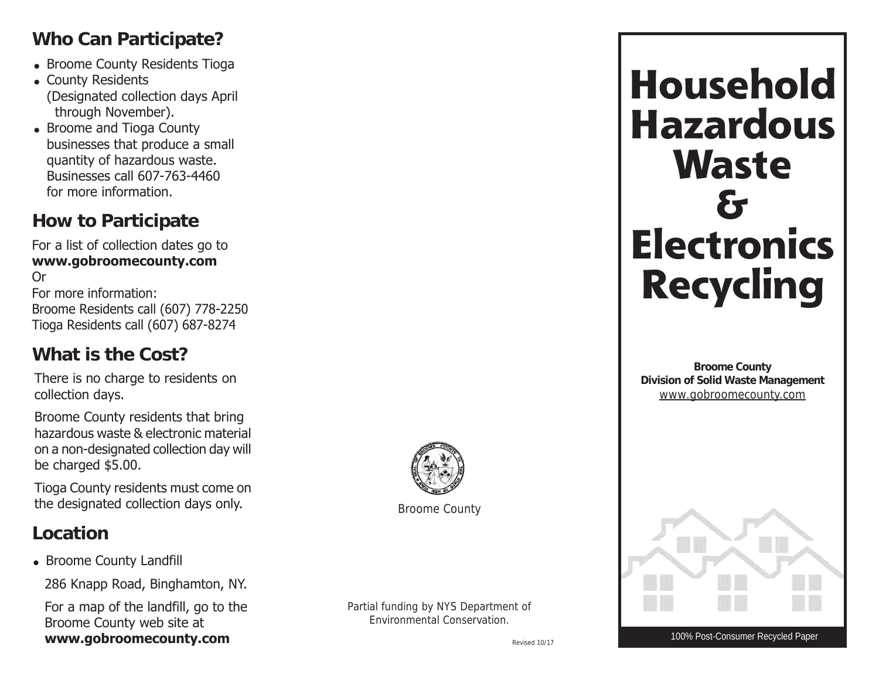## Who Can Participate?

- Broome County Residents Tioga
- County Residents (Designated collection days April through November).
- Broome and Tioga County businesses that produce a small quantity of hazardous waste. Businesses call 607-763-4460 for more information.

## How to Participate

For a list of collection dates go to **www.gobroomecounty.com**

Or

For more information:
Broome Residents call (607) 778-2250
Tioga Residents call (607) 687-8274

## What is the Cost?

There is no charge to residents on collection days.

Broome County residents that bring hazardous waste & electronic material on a non-designated collection day will be charged $5.00.

Tioga County residents must come on the designated collection days only.

## Location

- Broome County Landfill

  286 Knapp Road, Binghamton, NY.

  For a map of the landfill, go to the Broome County web site at **www.gobroomecounty.com**

Broome County

Partial funding by NYS Department of Environmental Conservation.

Revised 10/17

# Household Hazardous Waste & Electronics Recycling

**Broome County**
**Division of Solid Waste Management**
www.gobroomecounty.com

100% Post-Consumer Recycled Paper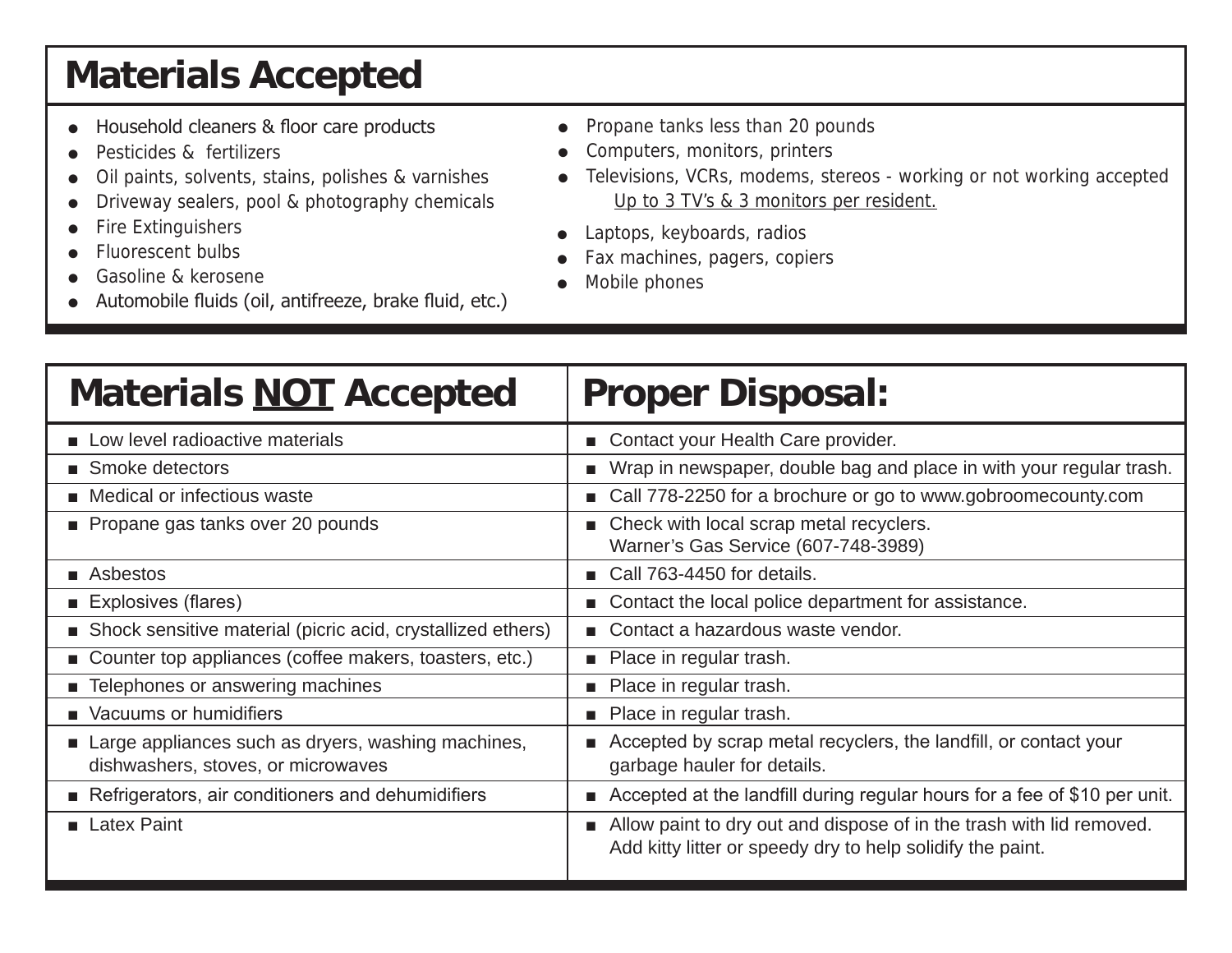## Materials Accepted

- Household cleaners & floor care products
- Pesticides & fertilizers
- Oil paints, solvents, stains, polishes & varnishes
- Driveway sealers, pool & photography chemicals
- Fire Extinguishers
- Fluorescent bulbs
- Gasoline & kerosene
- Automobile fluids (oil, antifreeze, brake fluid, etc.)
- Propane tanks less than 20 pounds
- Computers, monitors, printers
- Televisions, VCRs, modems, stereos - working or not working accepted
  Up to 3 TV's & 3 monitors per resident.
- Laptops, keyboards, radios
- Fax machines, pagers, copiers
- Mobile phones

| Materials **NOT** Accepted | Proper Disposal: |
| --- | --- |
| Low level radioactive materials | Contact your Health Care provider. |
| Smoke detectors | Wrap in newspaper, double bag and place in with your regular trash. |
| Medical or infectious waste | Call 778-2250 for a brochure or go to www.gobroomecounty.com |
| Propane gas tanks over 20 pounds | Check with local scrap metal recyclers. Warner's Gas Service (607-748-3989) |
| Asbestos | Call 763-4450 for details. |
| Explosives (flares) | Contact the local police department for assistance. |
| Shock sensitive material (picric acid, crystallized ethers) | Contact a hazardous waste vendor. |
| Counter top appliances (coffee makers, toasters, etc.) | Place in regular trash. |
| Telephones or answering machines | Place in regular trash. |
| Vacuums or humidifiers | Place in regular trash. |
| Large appliances such as dryers, washing machines, dishwashers, stoves, or microwaves | Accepted by scrap metal recyclers, the landfill, or contact your garbage hauler for details. |
| Refrigerators, air conditioners and dehumidifiers | Accepted at the landfill during regular hours for a fee of $10 per unit. |
| Latex Paint | Allow paint to dry out and dispose of in the trash with lid removed. Add kitty litter or speedy dry to help solidify the paint. |